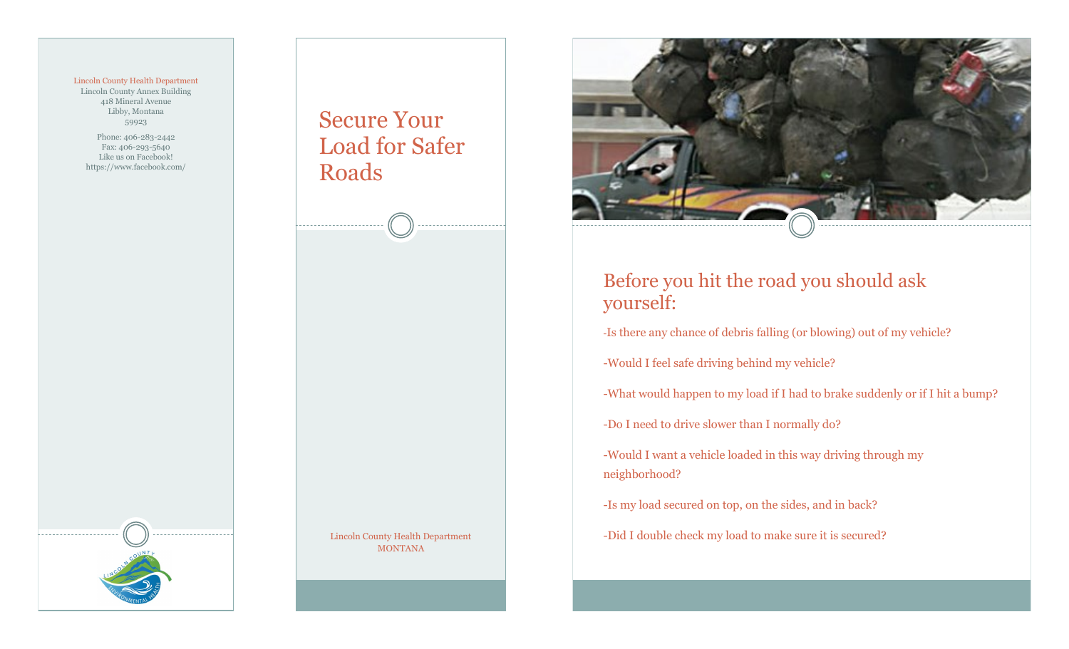Lincoln County Health Department
Lincoln County Annex Building
418 Mineral Avenue
Libby, Montana
59923

Phone: 406-283-2442
Fax: 406-293-5640
Like us on Facebook!
https://www.facebook.com/

# Secure Your Load for Safer Roads

Lincoln County Health Department
MONTANA

## Before you hit the road you should ask yourself:

-Is there any chance of debris falling (or blowing) out of my vehicle?

-Would I feel safe driving behind my vehicle?

-What would happen to my load if I had to brake suddenly or if I hit a bump?

-Do I need to drive slower than I normally do?

-Would I want a vehicle loaded in this way driving through my neighborhood?

-Is my load secured on top, on the sides, and in back?

-Did I double check my load to make sure it is secured?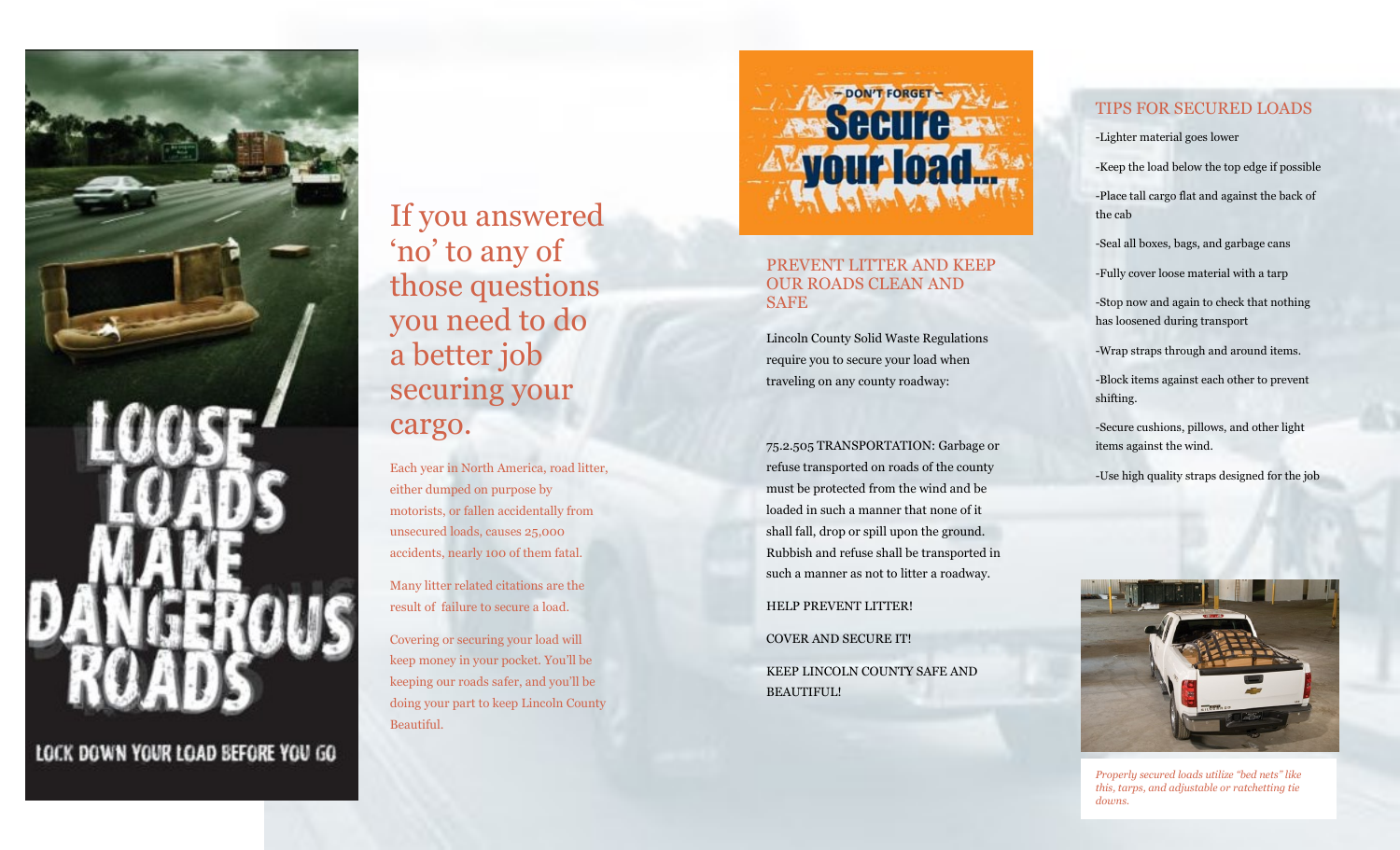LOOSE LOADS MAKE DANGEROUS ROADS

LOCK DOWN YOUR LOAD BEFORE YOU GO

## If you answered 'no' to any of those questions you need to do a better job securing your cargo.

Each year in North America, road litter, either dumped on purpose by motorists, or fallen accidentally from unsecured loads, causes 25,000 accidents, nearly 100 of them fatal.

Many litter related citations are the result of failure to secure a load.

Covering or securing your load will keep money in your pocket. You'll be keeping our roads safer, and you'll be doing your part to keep Lincoln County Beautiful.

— DON'T FORGET — Secure your load...

## PREVENT LITTER AND KEEP OUR ROADS CLEAN AND SAFE

Lincoln County Solid Waste Regulations require you to secure your load when traveling on any county roadway:

75.2.505 TRANSPORTATION: Garbage or refuse transported on roads of the county must be protected from the wind and be loaded in such a manner that none of it shall fall, drop or spill upon the ground. Rubbish and refuse shall be transported in such a manner as not to litter a roadway.

HELP PREVENT LITTER!

COVER AND SECURE IT!

KEEP LINCOLN COUNTY SAFE AND BEAUTIFUL!

## TIPS FOR SECURED LOADS

-Lighter material goes lower

-Keep the load below the top edge if possible

-Place tall cargo flat and against the back of the cab

-Seal all boxes, bags, and garbage cans

-Fully cover loose material with a tarp

-Stop now and again to check that nothing has loosened during transport

-Wrap straps through and around items.

-Block items against each other to prevent shifting.

-Secure cushions, pillows, and other light items against the wind.

-Use high quality straps designed for the job

*Properly secured loads utilize "bed nets" like this, tarps, and adjustable or ratchetting tie downs.*